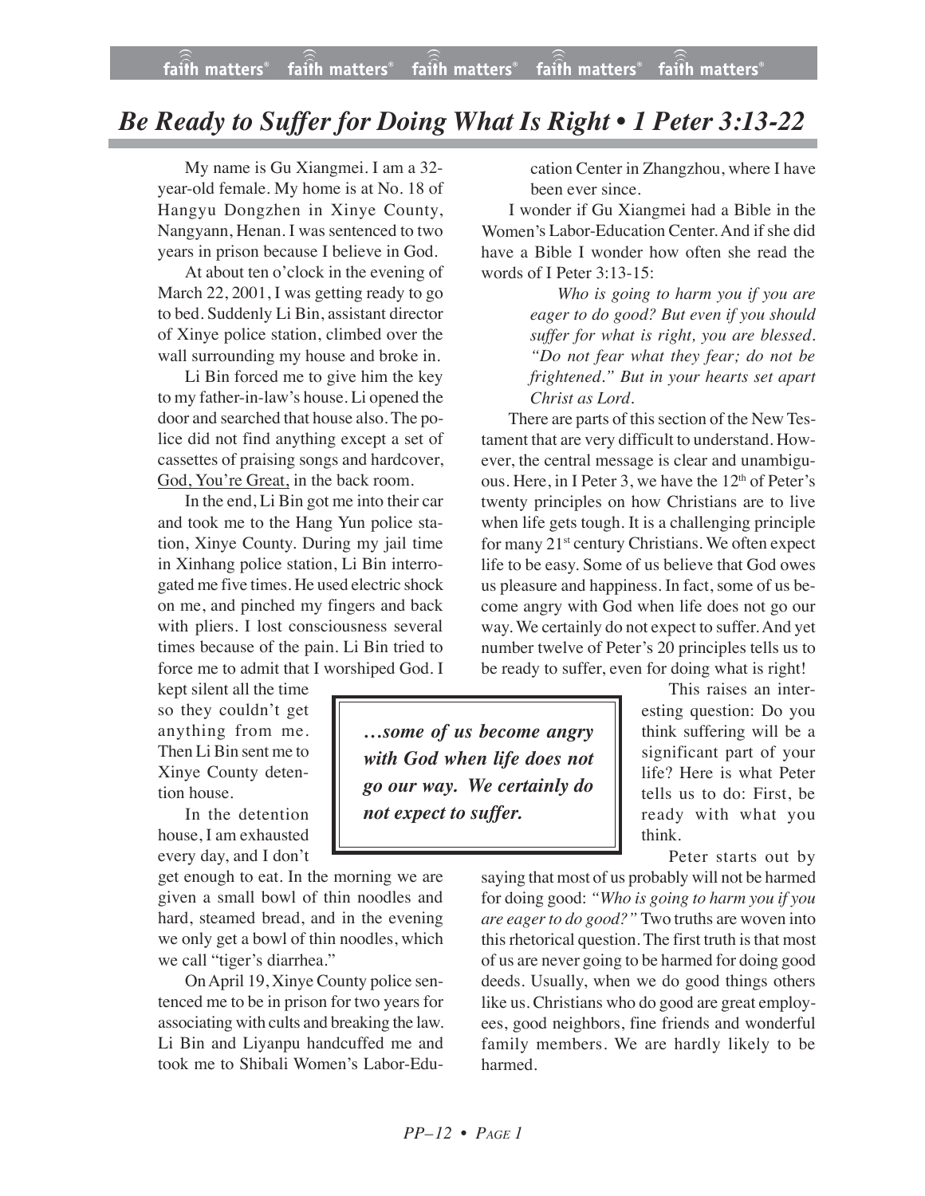# *Be Ready to Suffer for Doing What Is Right • 1 Peter 3:13-22*

My name is Gu Xiangmei. I am a 32-year-old female. My home is at No. 18 of Hangyu Dongzhen in Xinye County, Nangyann, Henan. I was sentenced to two years in prison because I believe in God.

At about ten o'clock in the evening of March 22, 2001, I was getting ready to go to bed. Suddenly Li Bin, assistant director of Xinye police station, climbed over the wall surrounding my house and broke in.

Li Bin forced me to give him the key to my father-in-law's house. Li opened the door and searched that house also. The police did not find anything except a set of cassettes of praising songs and hardcover, God, You're Great, in the back room.

In the end, Li Bin got me into their car and took me to the Hang Yun police station, Xinye County. During my jail time in Xinhang police station, Li Bin interrogated me five times. He used electric shock on me, and pinched my fingers and back with pliers. I lost consciousness several times because of the pain. Li Bin tried to force me to admit that I worshiped God. I kept silent all the time so they couldn't get anything from me. Then Li Bin sent me to Xinye County detention house.

In the detention house, I am exhausted every day, and I don't get enough to eat. In the morning we are given a small bowl of thin noodles and hard, steamed bread, and in the evening we only get a bowl of thin noodles, which we call "tiger's diarrhea."

On April 19, Xinye County police sentenced me to be in prison for two years for associating with cults and breaking the law. Li Bin and Liyanpu handcuffed me and took me to Shibali Women's Labor-Education Center in Zhangzhou, where I have been ever since.

I wonder if Gu Xiangmei had a Bible in the Women's Labor-Education Center. And if she did have a Bible I wonder how often she read the words of I Peter 3:13-15:

> *Who is going to harm you if you are eager to do good? But even if you should suffer for what is right, you are blessed. "Do not fear what they fear; do not be frightened." But in your hearts set apart Christ as Lord.*

There are parts of this section of the New Testament that are very difficult to understand. However, the central message is clear and unambiguous. Here, in I Peter 3, we have the 12th of Peter's twenty principles on how Christians are to live when life gets tough. It is a challenging principle for many 21st century Christians. We often expect life to be easy. Some of us believe that God owes us pleasure and happiness. In fact, some of us become angry with God when life does not go our way. We certainly do not expect to suffer. And yet number twelve of Peter's 20 principles tells us to be ready to suffer, even for doing what is right!

> ***…some of us become angry with God when life does not go our way. We certainly do not expect to suffer.***

This raises an interesting question: Do you think suffering will be a significant part of your life? Here is what Peter tells us to do: First, be ready with what you think.

Peter starts out by saying that most of us probably will not be harmed for doing good: *"Who is going to harm you if you are eager to do good?"* Two truths are woven into this rhetorical question. The first truth is that most of us are never going to be harmed for doing good deeds. Usually, when we do good things others like us. Christians who do good are great employees, good neighbors, fine friends and wonderful family members. We are hardly likely to be harmed.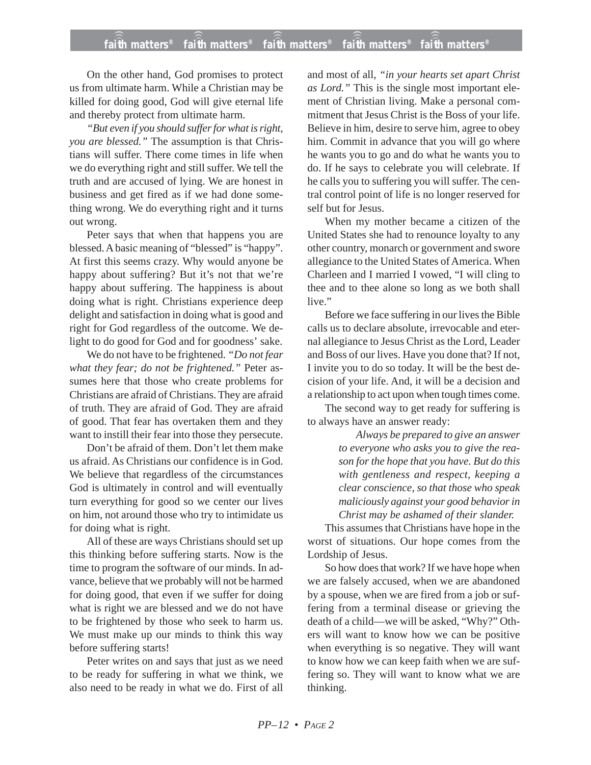On the other hand, God promises to protect us from ultimate harm. While a Christian may be killed for doing good, God will give eternal life and thereby protect from ultimate harm.

*"But even if you should suffer for what is right, you are blessed."* The assumption is that Christians will suffer. There come times in life when we do everything right and still suffer. We tell the truth and are accused of lying. We are honest in business and get fired as if we had done something wrong. We do everything right and it turns out wrong.

Peter says that when that happens you are blessed. A basic meaning of "blessed" is "happy". At first this seems crazy. Why would anyone be happy about suffering? But it's not that we're happy about suffering. The happiness is about doing what is right. Christians experience deep delight and satisfaction in doing what is good and right for God regardless of the outcome. We delight to do good for God and for goodness' sake.

We do not have to be frightened. *"Do not fear what they fear; do not be frightened."* Peter assumes here that those who create problems for Christians are afraid of Christians. They are afraid of truth. They are afraid of God. They are afraid of good. That fear has overtaken them and they want to instill their fear into those they persecute.

Don't be afraid of them. Don't let them make us afraid. As Christians our confidence is in God. We believe that regardless of the circumstances God is ultimately in control and will eventually turn everything for good so we center our lives on him, not around those who try to intimidate us for doing what is right.

All of these are ways Christians should set up this thinking before suffering starts. Now is the time to program the software of our minds. In advance, believe that we probably will not be harmed for doing good, that even if we suffer for doing what is right we are blessed and we do not have to be frightened by those who seek to harm us. We must make up our minds to think this way before suffering starts!

Peter writes on and says that just as we need to be ready for suffering in what we think, we also need to be ready in what we do. First of all and most of all, *"in your hearts set apart Christ as Lord."* This is the single most important element of Christian living. Make a personal commitment that Jesus Christ is the Boss of your life. Believe in him, desire to serve him, agree to obey him. Commit in advance that you will go where he wants you to go and do what he wants you to do. If he says to celebrate you will celebrate. If he calls you to suffering you will suffer. The central control point of life is no longer reserved for self but for Jesus.

When my mother became a citizen of the United States she had to renounce loyalty to any other country, monarch or government and swore allegiance to the United States of America. When Charleen and I married I vowed, "I will cling to thee and to thee alone so long as we both shall live."

Before we face suffering in our lives the Bible calls us to declare absolute, irrevocable and eternal allegiance to Jesus Christ as the Lord, Leader and Boss of our lives. Have you done that? If not, I invite you to do so today. It will be the best decision of your life. And, it will be a decision and a relationship to act upon when tough times come.

The second way to get ready for suffering is to always have an answer ready:

> *Always be prepared to give an answer to everyone who asks you to give the reason for the hope that you have. But do this with gentleness and respect, keeping a clear conscience, so that those who speak maliciously against your good behavior in Christ may be ashamed of their slander.*

This assumes that Christians have hope in the worst of situations. Our hope comes from the Lordship of Jesus.

So how does that work? If we have hope when we are falsely accused, when we are abandoned by a spouse, when we are fired from a job or suffering from a terminal disease or grieving the death of a child—we will be asked, "Why?" Others will want to know how we can be positive when everything is so negative. They will want to know how we can keep faith when we are suffering so. They will want to know what we are thinking.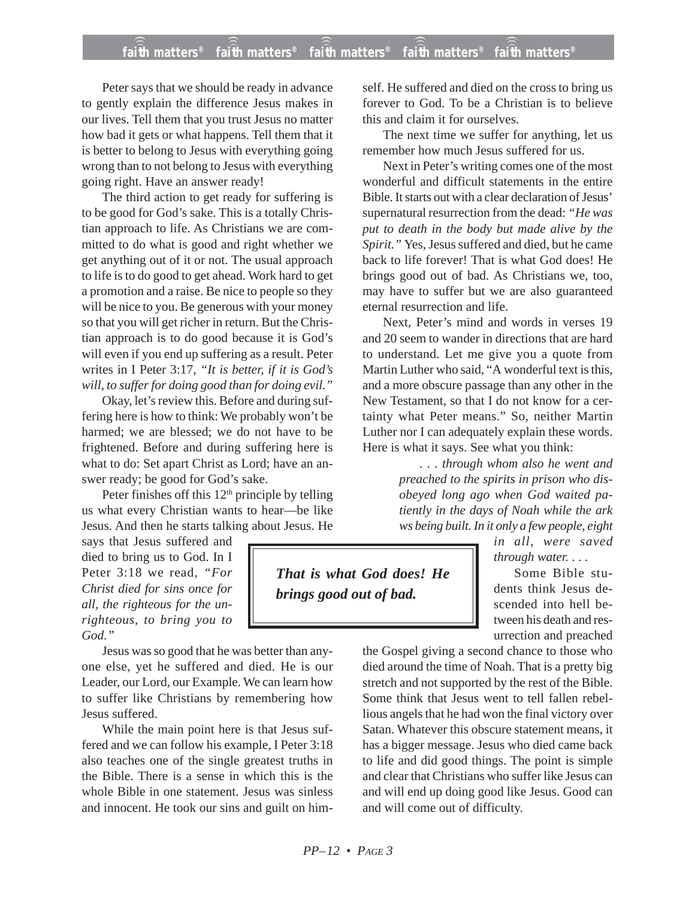Peter says that we should be ready in advance to gently explain the difference Jesus makes in our lives. Tell them that you trust Jesus no matter how bad it gets or what happens. Tell them that it is better to belong to Jesus with everything going wrong than to not belong to Jesus with everything going right. Have an answer ready!

The third action to get ready for suffering is to be good for God's sake. This is a totally Christian approach to life. As Christians we are committed to do what is good and right whether we get anything out of it or not. The usual approach to life is to do good to get ahead. Work hard to get a promotion and a raise. Be nice to people so they will be nice to you. Be generous with your money so that you will get richer in return. But the Christian approach is to do good because it is God's will even if you end up suffering as a result. Peter writes in I Peter 3:17, *"It is better, if it is God's will, to suffer for doing good than for doing evil."*

Okay, let's review this. Before and during suffering here is how to think: We probably won't be harmed; we are blessed; we do not have to be frightened. Before and during suffering here is what to do: Set apart Christ as Lord; have an answer ready; be good for God's sake.

Peter finishes off this 12th principle by telling us what every Christian wants to hear—be like Jesus. And then he starts talking about Jesus. He says that Jesus suffered and died to bring us to God. In I Peter 3:18 we read, *"For Christ died for sins once for all, the righteous for the unrighteous, to bring you to God."*

Jesus was so good that he was better than anyone else, yet he suffered and died. He is our Leader, our Lord, our Example. We can learn how to suffer like Christians by remembering how Jesus suffered.

While the main point here is that Jesus suffered and we can follow his example, I Peter 3:18 also teaches one of the single greatest truths in the Bible. There is a sense in which this is the whole Bible in one statement. Jesus was sinless and innocent. He took our sins and guilt on himself. He suffered and died on the cross to bring us forever to God. To be a Christian is to believe this and claim it for ourselves.

The next time we suffer for anything, let us remember how much Jesus suffered for us.

Next in Peter's writing comes one of the most wonderful and difficult statements in the entire Bible. It starts out with a clear declaration of Jesus' supernatural resurrection from the dead: *"He was put to death in the body but made alive by the Spirit."* Yes, Jesus suffered and died, but he came back to life forever! That is what God does! He brings good out of bad. As Christians we, too, may have to suffer but we are also guaranteed eternal resurrection and life.

> ***That is what God does! He brings good out of bad.***

Next, Peter's mind and words in verses 19 and 20 seem to wander in directions that are hard to understand. Let me give you a quote from Martin Luther who said, "A wonderful text is this, and a more obscure passage than any other in the New Testament, so that I do not know for a certainty what Peter means." So, neither Martin Luther nor I can adequately explain these words. Here is what it says. See what you think:

> *. . . through whom also he went and preached to the spirits in prison who disobeyed long ago when God waited patiently in the days of Noah while the ark ws being built. In it only a few people, eight in all, were saved through water. . . .*

Some Bible students think Jesus descended into hell between his death and resurrection and preached the Gospel giving a second chance to those who died around the time of Noah. That is a pretty big stretch and not supported by the rest of the Bible. Some think that Jesus went to tell fallen rebellious angels that he had won the final victory over Satan. Whatever this obscure statement means, it has a bigger message. Jesus who died came back to life and did good things. The point is simple and clear that Christians who suffer like Jesus can and will end up doing good like Jesus. Good can and will come out of difficulty.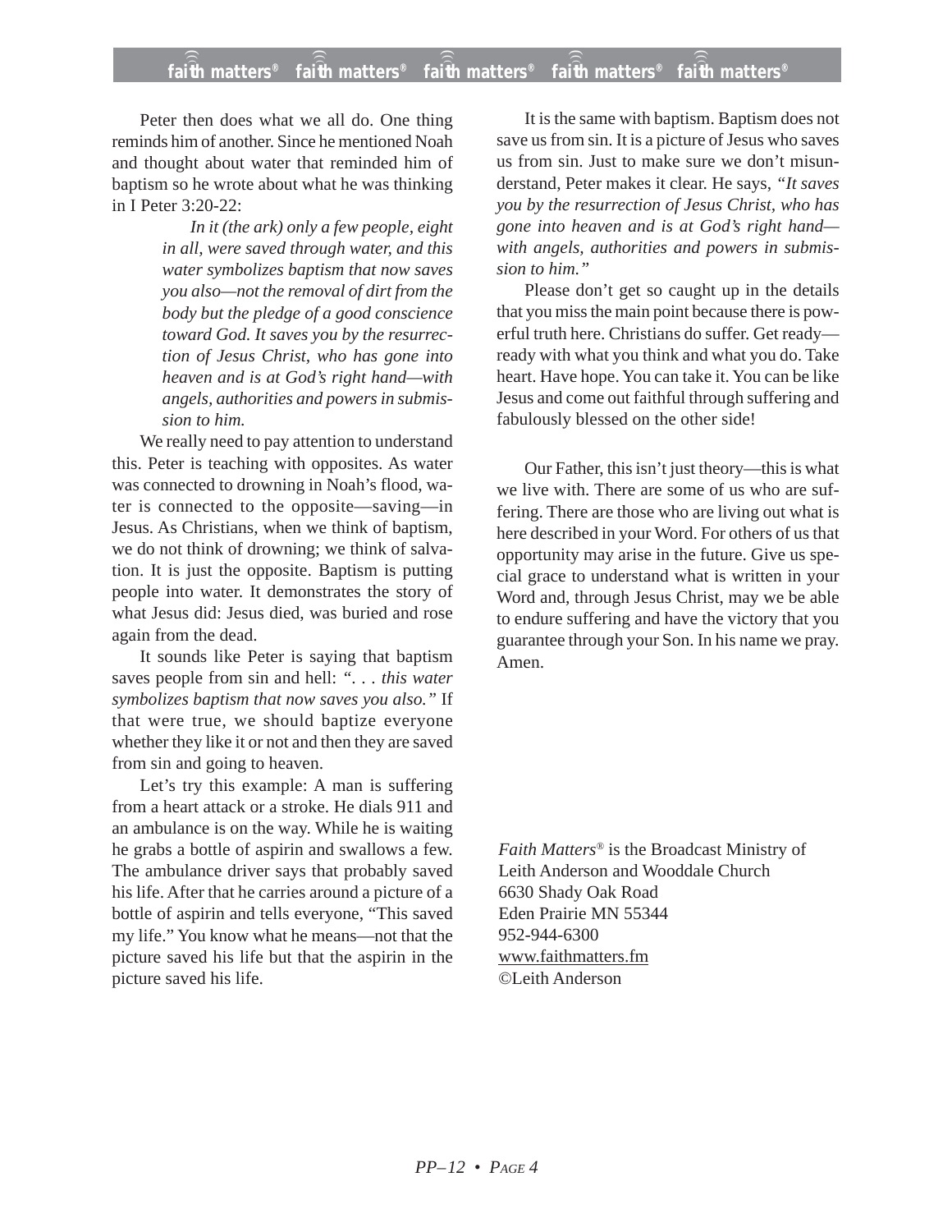Peter then does what we all do. One thing reminds him of another. Since he mentioned Noah and thought about water that reminded him of baptism so he wrote about what he was thinking in I Peter 3:20-22:

> *In it (the ark) only a few people, eight in all, were saved through water, and this water symbolizes baptism that now saves you also—not the removal of dirt from the body but the pledge of a good conscience toward God. It saves you by the resurrection of Jesus Christ, who has gone into heaven and is at God's right hand—with angels, authorities and powers in submission to him.*

We really need to pay attention to understand this. Peter is teaching with opposites. As water was connected to drowning in Noah's flood, water is connected to the opposite—saving—in Jesus. As Christians, when we think of baptism, we do not think of drowning; we think of salvation. It is just the opposite. Baptism is putting people into water. It demonstrates the story of what Jesus did: Jesus died, was buried and rose again from the dead.

It sounds like Peter is saying that baptism saves people from sin and hell: *". . . this water symbolizes baptism that now saves you also."* If that were true, we should baptize everyone whether they like it or not and then they are saved from sin and going to heaven.

Let's try this example: A man is suffering from a heart attack or a stroke. He dials 911 and an ambulance is on the way. While he is waiting he grabs a bottle of aspirin and swallows a few. The ambulance driver says that probably saved his life. After that he carries around a picture of a bottle of aspirin and tells everyone, "This saved my life." You know what he means—not that the picture saved his life but that the aspirin in the picture saved his life.

It is the same with baptism. Baptism does not save us from sin. It is a picture of Jesus who saves us from sin. Just to make sure we don't misunderstand, Peter makes it clear. He says, *"It saves you by the resurrection of Jesus Christ, who has gone into heaven and is at God's right hand—with angels, authorities and powers in submission to him."*

Please don't get so caught up in the details that you miss the main point because there is powerful truth here. Christians do suffer. Get ready—ready with what you think and what you do. Take heart. Have hope. You can take it. You can be like Jesus and come out faithful through suffering and fabulously blessed on the other side!

Our Father, this isn't just theory—this is what we live with. There are some of us who are suffering. There are those who are living out what is here described in your Word. For others of us that opportunity may arise in the future. Give us special grace to understand what is written in your Word and, through Jesus Christ, may we be able to endure suffering and have the victory that you guarantee through your Son. In his name we pray. Amen.

*Faith Matters*® is the Broadcast Ministry of
Leith Anderson and Wooddale Church
6630 Shady Oak Road
Eden Prairie MN 55344
952-944-6300
www.faithmatters.fm
©Leith Anderson